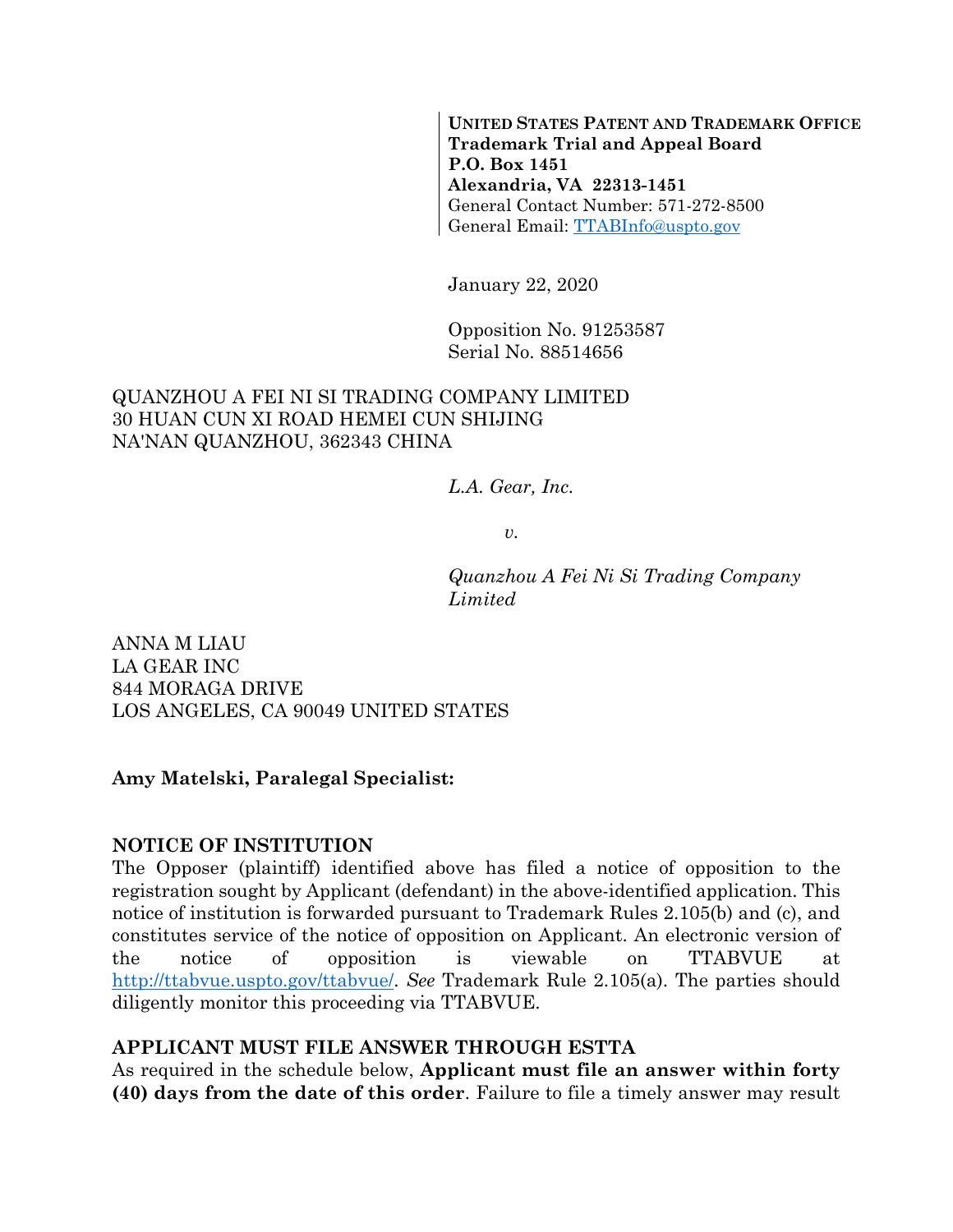**UNITED STATES PATENT AND TRADEMARK OFFICE**
**Trademark Trial and Appeal Board**
**P.O. Box 1451**
**Alexandria, VA 22313-1451**
General Contact Number: 571-272-8500
General Email: TTABInfo@uspto.gov

January 22, 2020

Opposition No. 91253587
Serial No. 88514656

QUANZHOU A FEI NI SI TRADING COMPANY LIMITED
30 HUAN CUN XI ROAD HEMEI CUN SHIJING
NA'NAN QUANZHOU, 362343 CHINA

*L.A. Gear, Inc.*

*v.*

*Quanzhou A Fei Ni Si Trading Company Limited*

ANNA M LIAU
LA GEAR INC
844 MORAGA DRIVE
LOS ANGELES, CA 90049 UNITED STATES

**Amy Matelski, Paralegal Specialist:**

**NOTICE OF INSTITUTION**

The Opposer (plaintiff) identified above has filed a notice of opposition to the registration sought by Applicant (defendant) in the above-identified application. This notice of institution is forwarded pursuant to Trademark Rules 2.105(b) and (c), and constitutes service of the notice of opposition on Applicant. An electronic version of the notice of opposition is viewable on TTABVUE at http://ttabvue.uspto.gov/ttabvue/. *See* Trademark Rule 2.105(a). The parties should diligently monitor this proceeding via TTABVUE.

**APPLICANT MUST FILE ANSWER THROUGH ESTTA**

As required in the schedule below, **Applicant must file an answer within forty (40) days from the date of this order**. Failure to file a timely answer may result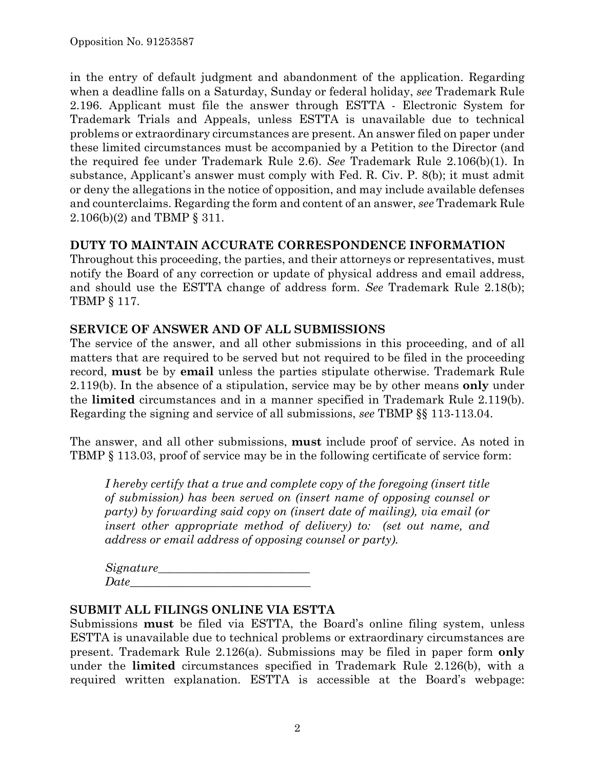in the entry of default judgment and abandonment of the application. Regarding when a deadline falls on a Saturday, Sunday or federal holiday, *see* Trademark Rule 2.196. Applicant must file the answer through ESTTA - Electronic System for Trademark Trials and Appeals, unless ESTTA is unavailable due to technical problems or extraordinary circumstances are present. An answer filed on paper under these limited circumstances must be accompanied by a Petition to the Director (and the required fee under Trademark Rule 2.6). *See* Trademark Rule 2.106(b)(1). In substance, Applicant's answer must comply with Fed. R. Civ. P. 8(b); it must admit or deny the allegations in the notice of opposition, and may include available defenses and counterclaims. Regarding the form and content of an answer, *see* Trademark Rule 2.106(b)(2) and TBMP § 311.

**DUTY TO MAINTAIN ACCURATE CORRESPONDENCE INFORMATION**

Throughout this proceeding, the parties, and their attorneys or representatives, must notify the Board of any correction or update of physical address and email address, and should use the ESTTA change of address form. *See* Trademark Rule 2.18(b); TBMP § 117.

**SERVICE OF ANSWER AND OF ALL SUBMISSIONS**

The service of the answer, and all other submissions in this proceeding, and of all matters that are required to be served but not required to be filed in the proceeding record, **must** be by **email** unless the parties stipulate otherwise. Trademark Rule 2.119(b). In the absence of a stipulation, service may be by other means **only** under the **limited** circumstances and in a manner specified in Trademark Rule 2.119(b). Regarding the signing and service of all submissions, *see* TBMP §§ 113-113.04.

The answer, and all other submissions, **must** include proof of service. As noted in TBMP § 113.03, proof of service may be in the following certificate of service form:

> *I hereby certify that a true and complete copy of the foregoing (insert title of submission) has been served on (insert name of opposing counsel or party) by forwarding said copy on (insert date of mailing), via email (or insert other appropriate method of delivery) to: (set out name, and address or email address of opposing counsel or party).*
>
> *Signature*___________________________
> *Date*________________________________

**SUBMIT ALL FILINGS ONLINE VIA ESTTA**

Submissions **must** be filed via ESTTA, the Board's online filing system, unless ESTTA is unavailable due to technical problems or extraordinary circumstances are present. Trademark Rule 2.126(a). Submissions may be filed in paper form **only** under the **limited** circumstances specified in Trademark Rule 2.126(b), with a required written explanation. ESTTA is accessible at the Board's webpage: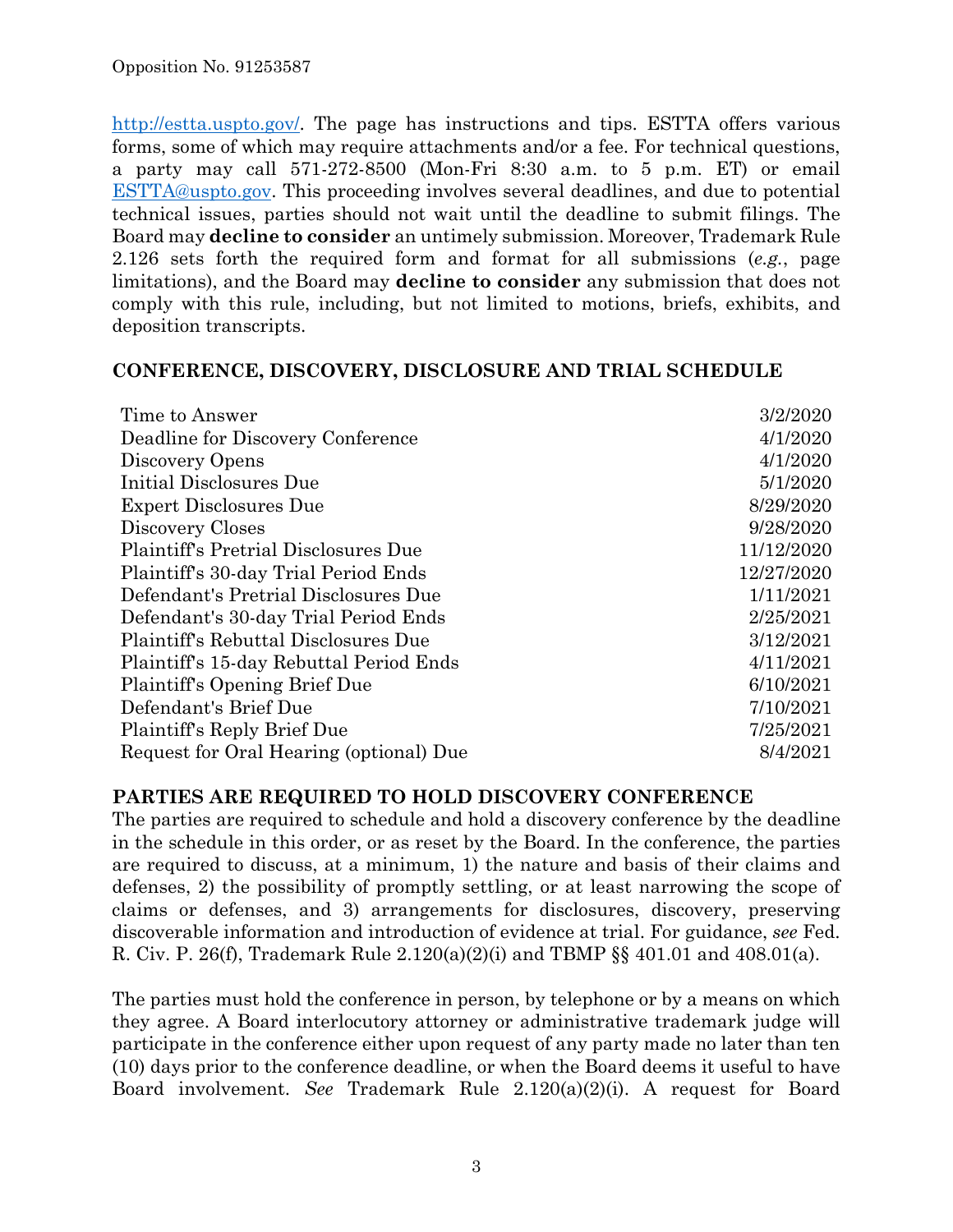http://estta.uspto.gov/. The page has instructions and tips. ESTTA offers various forms, some of which may require attachments and/or a fee. For technical questions, a party may call 571-272-8500 (Mon-Fri 8:30 a.m. to 5 p.m. ET) or email ESTTA@uspto.gov. This proceeding involves several deadlines, and due to potential technical issues, parties should not wait until the deadline to submit filings. The Board may **decline to consider** an untimely submission. Moreover, Trademark Rule 2.126 sets forth the required form and format for all submissions (*e.g.*, page limitations), and the Board may **decline to consider** any submission that does not comply with this rule, including, but not limited to motions, briefs, exhibits, and deposition transcripts.

## CONFERENCE, DISCOVERY, DISCLOSURE AND TRIAL SCHEDULE

| | |
|---|---|
| Time to Answer | 3/2/2020 |
| Deadline for Discovery Conference | 4/1/2020 |
| Discovery Opens | 4/1/2020 |
| Initial Disclosures Due | 5/1/2020 |
| Expert Disclosures Due | 8/29/2020 |
| Discovery Closes | 9/28/2020 |
| Plaintiff's Pretrial Disclosures Due | 11/12/2020 |
| Plaintiff's 30-day Trial Period Ends | 12/27/2020 |
| Defendant's Pretrial Disclosures Due | 1/11/2021 |
| Defendant's 30-day Trial Period Ends | 2/25/2021 |
| Plaintiff's Rebuttal Disclosures Due | 3/12/2021 |
| Plaintiff's 15-day Rebuttal Period Ends | 4/11/2021 |
| Plaintiff's Opening Brief Due | 6/10/2021 |
| Defendant's Brief Due | 7/10/2021 |
| Plaintiff's Reply Brief Due | 7/25/2021 |
| Request for Oral Hearing (optional) Due | 8/4/2021 |

## PARTIES ARE REQUIRED TO HOLD DISCOVERY CONFERENCE

The parties are required to schedule and hold a discovery conference by the deadline in the schedule in this order, or as reset by the Board. In the conference, the parties are required to discuss, at a minimum, 1) the nature and basis of their claims and defenses, 2) the possibility of promptly settling, or at least narrowing the scope of claims or defenses, and 3) arrangements for disclosures, discovery, preserving discoverable information and introduction of evidence at trial. For guidance, *see* Fed. R. Civ. P. 26(f), Trademark Rule 2.120(a)(2)(i) and TBMP §§ 401.01 and 408.01(a).

The parties must hold the conference in person, by telephone or by a means on which they agree. A Board interlocutory attorney or administrative trademark judge will participate in the conference either upon request of any party made no later than ten (10) days prior to the conference deadline, or when the Board deems it useful to have Board involvement. *See* Trademark Rule 2.120(a)(2)(i). A request for Board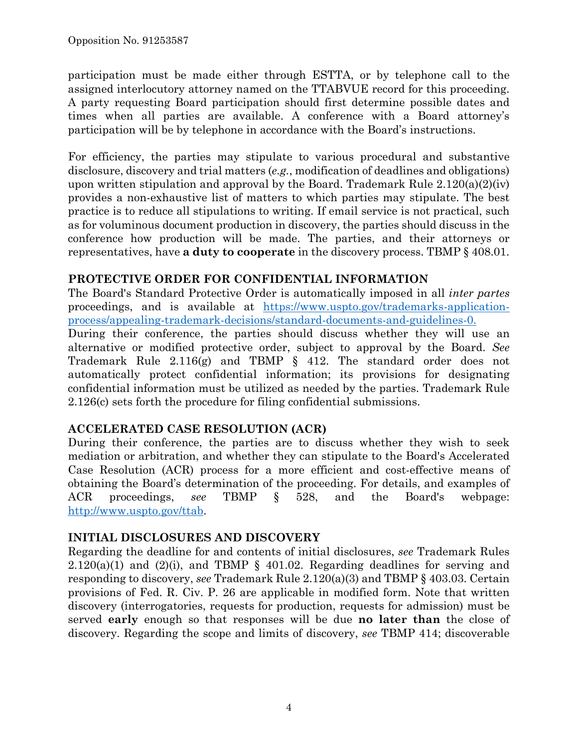participation must be made either through ESTTA, or by telephone call to the assigned interlocutory attorney named on the TTABVUE record for this proceeding. A party requesting Board participation should first determine possible dates and times when all parties are available. A conference with a Board attorney's participation will be by telephone in accordance with the Board's instructions.

For efficiency, the parties may stipulate to various procedural and substantive disclosure, discovery and trial matters (*e.g.*, modification of deadlines and obligations) upon written stipulation and approval by the Board. Trademark Rule 2.120(a)(2)(iv) provides a non-exhaustive list of matters to which parties may stipulate. The best practice is to reduce all stipulations to writing. If email service is not practical, such as for voluminous document production in discovery, the parties should discuss in the conference how production will be made. The parties, and their attorneys or representatives, have **a duty to cooperate** in the discovery process. TBMP § 408.01.

## PROTECTIVE ORDER FOR CONFIDENTIAL INFORMATION

The Board's Standard Protective Order is automatically imposed in all *inter partes* proceedings, and is available at [https://www.uspto.gov/trademarks-application-process/appealing-trademark-decisions/standard-documents-and-guidelines-0.](https://www.uspto.gov/trademarks-application-process/appealing-trademark-decisions/standard-documents-and-guidelines-0)
During their conference, the parties should discuss whether they will use an alternative or modified protective order, subject to approval by the Board. *See* Trademark Rule 2.116(g) and TBMP § 412. The standard order does not automatically protect confidential information; its provisions for designating confidential information must be utilized as needed by the parties. Trademark Rule 2.126(c) sets forth the procedure for filing confidential submissions.

## ACCELERATED CASE RESOLUTION (ACR)

During their conference, the parties are to discuss whether they wish to seek mediation or arbitration, and whether they can stipulate to the Board's Accelerated Case Resolution (ACR) process for a more efficient and cost-effective means of obtaining the Board's determination of the proceeding. For details, and examples of ACR proceedings, *see* TBMP § 528, and the Board's webpage: [http://www.uspto.gov/ttab](http://www.uspto.gov/ttab).

## INITIAL DISCLOSURES AND DISCOVERY

Regarding the deadline for and contents of initial disclosures, *see* Trademark Rules 2.120(a)(1) and (2)(i), and TBMP § 401.02. Regarding deadlines for serving and responding to discovery, *see* Trademark Rule 2.120(a)(3) and TBMP § 403.03. Certain provisions of Fed. R. Civ. P. 26 are applicable in modified form. Note that written discovery (interrogatories, requests for production, requests for admission) must be served **early** enough so that responses will be due **no later than** the close of discovery. Regarding the scope and limits of discovery, *see* TBMP 414; discoverable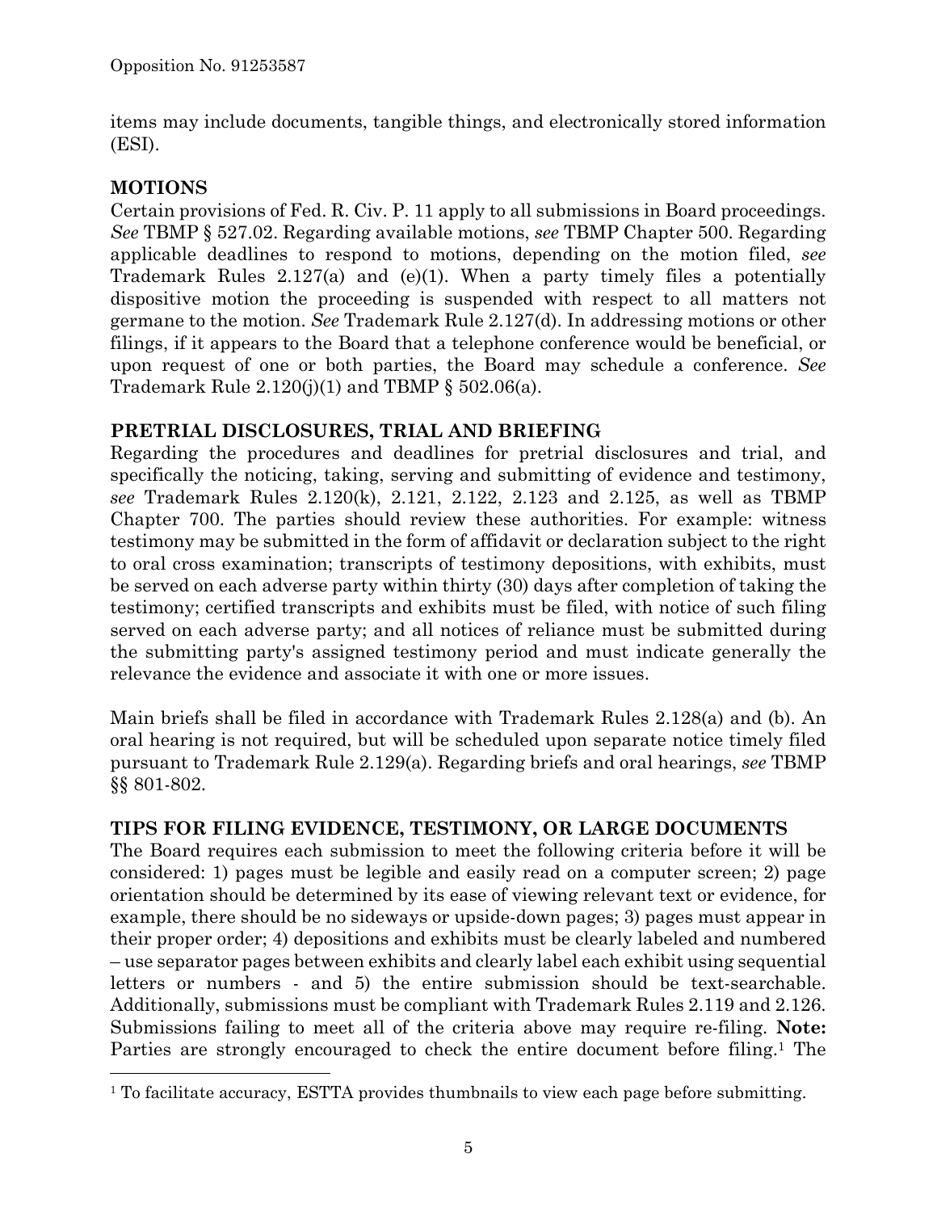items may include documents, tangible things, and electronically stored information (ESI).

**MOTIONS**

Certain provisions of Fed. R. Civ. P. 11 apply to all submissions in Board proceedings. *See* TBMP § 527.02. Regarding available motions, *see* TBMP Chapter 500. Regarding applicable deadlines to respond to motions, depending on the motion filed, *see* Trademark Rules 2.127(a) and (e)(1). When a party timely files a potentially dispositive motion the proceeding is suspended with respect to all matters not germane to the motion. *See* Trademark Rule 2.127(d). In addressing motions or other filings, if it appears to the Board that a telephone conference would be beneficial, or upon request of one or both parties, the Board may schedule a conference. *See* Trademark Rule 2.120(j)(1) and TBMP § 502.06(a).

**PRETRIAL DISCLOSURES, TRIAL AND BRIEFING**

Regarding the procedures and deadlines for pretrial disclosures and trial, and specifically the noticing, taking, serving and submitting of evidence and testimony, *see* Trademark Rules 2.120(k), 2.121, 2.122, 2.123 and 2.125, as well as TBMP Chapter 700. The parties should review these authorities. For example: witness testimony may be submitted in the form of affidavit or declaration subject to the right to oral cross examination; transcripts of testimony depositions, with exhibits, must be served on each adverse party within thirty (30) days after completion of taking the testimony; certified transcripts and exhibits must be filed, with notice of such filing served on each adverse party; and all notices of reliance must be submitted during the submitting party's assigned testimony period and must indicate generally the relevance the evidence and associate it with one or more issues.

Main briefs shall be filed in accordance with Trademark Rules 2.128(a) and (b). An oral hearing is not required, but will be scheduled upon separate notice timely filed pursuant to Trademark Rule 2.129(a). Regarding briefs and oral hearings, *see* TBMP §§ 801-802.

**TIPS FOR FILING EVIDENCE, TESTIMONY, OR LARGE DOCUMENTS**

The Board requires each submission to meet the following criteria before it will be considered: 1) pages must be legible and easily read on a computer screen; 2) page orientation should be determined by its ease of viewing relevant text or evidence, for example, there should be no sideways or upside-down pages; 3) pages must appear in their proper order; 4) depositions and exhibits must be clearly labeled and numbered – use separator pages between exhibits and clearly label each exhibit using sequential letters or numbers - and 5) the entire submission should be text-searchable. Additionally, submissions must be compliant with Trademark Rules 2.119 and 2.126. Submissions failing to meet all of the criteria above may require re-filing. **Note:** Parties are strongly encouraged to check the entire document before filing.[1] The

[1] To facilitate accuracy, ESTTA provides thumbnails to view each page before submitting.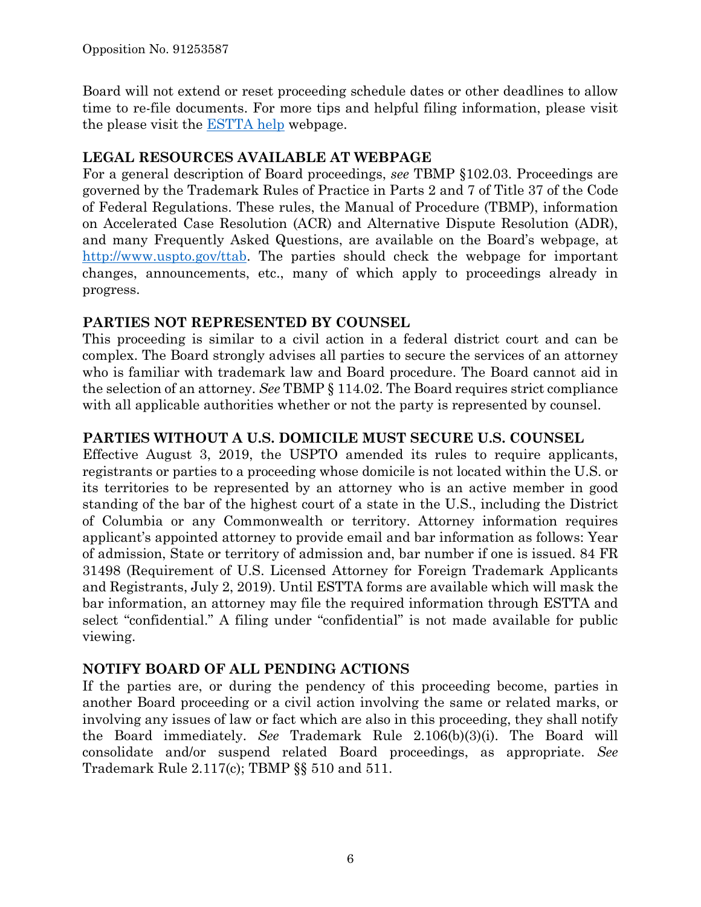Board will not extend or reset proceeding schedule dates or other deadlines to allow time to re-file documents. For more tips and helpful filing information, please visit the please visit the [ESTTA help](#) webpage.

**LEGAL RESOURCES AVAILABLE AT WEBPAGE**

For a general description of Board proceedings, *see* TBMP §102.03. Proceedings are governed by the Trademark Rules of Practice in Parts 2 and 7 of Title 37 of the Code of Federal Regulations. These rules, the Manual of Procedure (TBMP), information on Accelerated Case Resolution (ACR) and Alternative Dispute Resolution (ADR), and many Frequently Asked Questions, are available on the Board's webpage, at [http://www.uspto.gov/ttab](http://www.uspto.gov/ttab). The parties should check the webpage for important changes, announcements, etc., many of which apply to proceedings already in progress.

**PARTIES NOT REPRESENTED BY COUNSEL**

This proceeding is similar to a civil action in a federal district court and can be complex. The Board strongly advises all parties to secure the services of an attorney who is familiar with trademark law and Board procedure. The Board cannot aid in the selection of an attorney. *See* TBMP § 114.02. The Board requires strict compliance with all applicable authorities whether or not the party is represented by counsel.

**PARTIES WITHOUT A U.S. DOMICILE MUST SECURE U.S. COUNSEL**

Effective August 3, 2019, the USPTO amended its rules to require applicants, registrants or parties to a proceeding whose domicile is not located within the U.S. or its territories to be represented by an attorney who is an active member in good standing of the bar of the highest court of a state in the U.S., including the District of Columbia or any Commonwealth or territory. Attorney information requires applicant's appointed attorney to provide email and bar information as follows: Year of admission, State or territory of admission and, bar number if one is issued. 84 FR 31498 (Requirement of U.S. Licensed Attorney for Foreign Trademark Applicants and Registrants, July 2, 2019). Until ESTTA forms are available which will mask the bar information, an attorney may file the required information through ESTTA and select "confidential." A filing under "confidential" is not made available for public viewing.

**NOTIFY BOARD OF ALL PENDING ACTIONS**

If the parties are, or during the pendency of this proceeding become, parties in another Board proceeding or a civil action involving the same or related marks, or involving any issues of law or fact which are also in this proceeding, they shall notify the Board immediately. *See* Trademark Rule 2.106(b)(3)(i). The Board will consolidate and/or suspend related Board proceedings, as appropriate. *See* Trademark Rule 2.117(c); TBMP §§ 510 and 511.